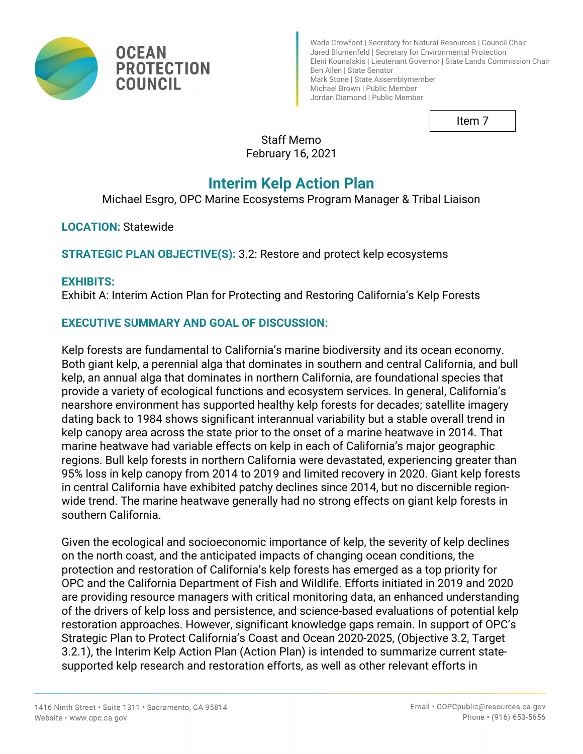# OCEAN PROTECTION COUNCIL

Wade Crowfoot | Secretary for Natural Resources | Council Chair
Jared Blumenfeld | Secretary for Environmental Protection
Eleni Kounalakis | Lieutenant Governor | State Lands Commission Chair
Ben Allen | State Senator
Mark Stone | State Assemblymember
Michael Brown | Public Member
Jordan Diamond | Public Member

Item 7

Staff Memo
February 16, 2021

## Interim Kelp Action Plan

Michael Esgro, OPC Marine Ecosystems Program Manager & Tribal Liaison

**LOCATION:** Statewide

**STRATEGIC PLAN OBJECTIVE(S):** 3.2: Restore and protect kelp ecosystems

**EXHIBITS:**
Exhibit A: Interim Action Plan for Protecting and Restoring California's Kelp Forests

**EXECUTIVE SUMMARY AND GOAL OF DISCUSSION:**

Kelp forests are fundamental to California's marine biodiversity and its ocean economy. Both giant kelp, a perennial alga that dominates in southern and central California, and bull kelp, an annual alga that dominates in northern California, are foundational species that provide a variety of ecological functions and ecosystem services. In general, California's nearshore environment has supported healthy kelp forests for decades; satellite imagery dating back to 1984 shows significant interannual variability but a stable overall trend in kelp canopy area across the state prior to the onset of a marine heatwave in 2014. That marine heatwave had variable effects on kelp in each of California's major geographic regions. Bull kelp forests in northern California were devastated, experiencing greater than 95% loss in kelp canopy from 2014 to 2019 and limited recovery in 2020. Giant kelp forests in central California have exhibited patchy declines since 2014, but no discernible region-wide trend. The marine heatwave generally had no strong effects on giant kelp forests in southern California.

Given the ecological and socioeconomic importance of kelp, the severity of kelp declines on the north coast, and the anticipated impacts of changing ocean conditions, the protection and restoration of California's kelp forests has emerged as a top priority for OPC and the California Department of Fish and Wildlife. Efforts initiated in 2019 and 2020 are providing resource managers with critical monitoring data, an enhanced understanding of the drivers of kelp loss and persistence, and science-based evaluations of potential kelp restoration approaches. However, significant knowledge gaps remain. In support of OPC's Strategic Plan to Protect California's Coast and Ocean 2020-2025, (Objective 3.2, Target 3.2.1), the Interim Kelp Action Plan (Action Plan) is intended to summarize current state-supported kelp research and restoration efforts, as well as other relevant efforts in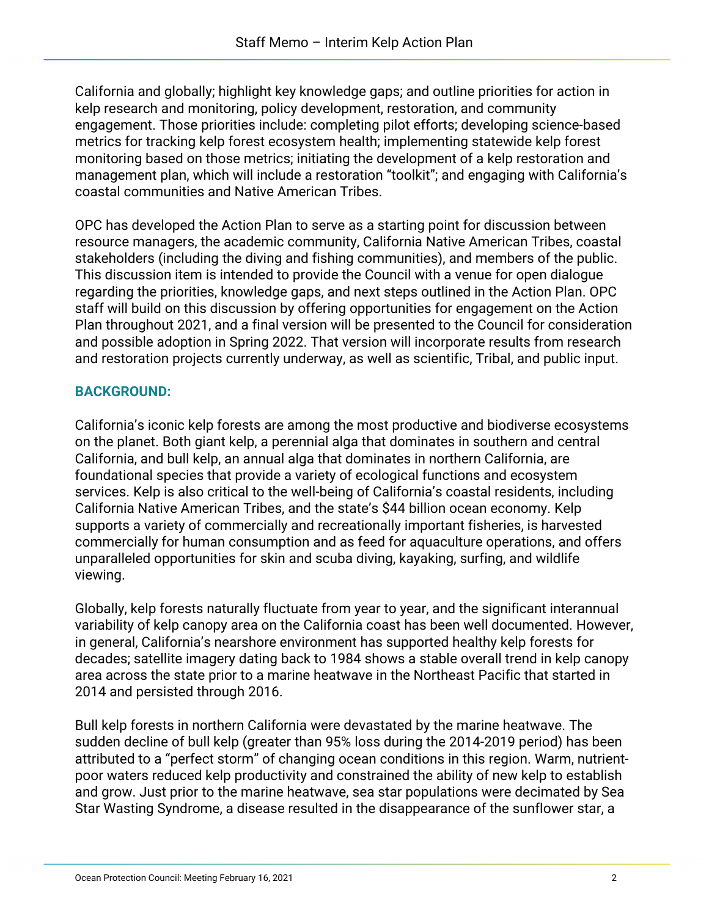California and globally; highlight key knowledge gaps; and outline priorities for action in kelp research and monitoring, policy development, restoration, and community engagement. Those priorities include: completing pilot efforts; developing science-based metrics for tracking kelp forest ecosystem health; implementing statewide kelp forest monitoring based on those metrics; initiating the development of a kelp restoration and management plan, which will include a restoration "toolkit"; and engaging with California's coastal communities and Native American Tribes.

OPC has developed the Action Plan to serve as a starting point for discussion between resource managers, the academic community, California Native American Tribes, coastal stakeholders (including the diving and fishing communities), and members of the public. This discussion item is intended to provide the Council with a venue for open dialogue regarding the priorities, knowledge gaps, and next steps outlined in the Action Plan. OPC staff will build on this discussion by offering opportunities for engagement on the Action Plan throughout 2021, and a final version will be presented to the Council for consideration and possible adoption in Spring 2022. That version will incorporate results from research and restoration projects currently underway, as well as scientific, Tribal, and public input.

## BACKGROUND:

California's iconic kelp forests are among the most productive and biodiverse ecosystems on the planet. Both giant kelp, a perennial alga that dominates in southern and central California, and bull kelp, an annual alga that dominates in northern California, are foundational species that provide a variety of ecological functions and ecosystem services. Kelp is also critical to the well-being of California's coastal residents, including California Native American Tribes, and the state's $44 billion ocean economy. Kelp supports a variety of commercially and recreationally important fisheries, is harvested commercially for human consumption and as feed for aquaculture operations, and offers unparalleled opportunities for skin and scuba diving, kayaking, surfing, and wildlife viewing.

Globally, kelp forests naturally fluctuate from year to year, and the significant interannual variability of kelp canopy area on the California coast has been well documented. However, in general, California's nearshore environment has supported healthy kelp forests for decades; satellite imagery dating back to 1984 shows a stable overall trend in kelp canopy area across the state prior to a marine heatwave in the Northeast Pacific that started in 2014 and persisted through 2016.

Bull kelp forests in northern California were devastated by the marine heatwave. The sudden decline of bull kelp (greater than 95% loss during the 2014-2019 period) has been attributed to a "perfect storm" of changing ocean conditions in this region. Warm, nutrient-poor waters reduced kelp productivity and constrained the ability of new kelp to establish and grow. Just prior to the marine heatwave, sea star populations were decimated by Sea Star Wasting Syndrome, a disease resulted in the disappearance of the sunflower star, a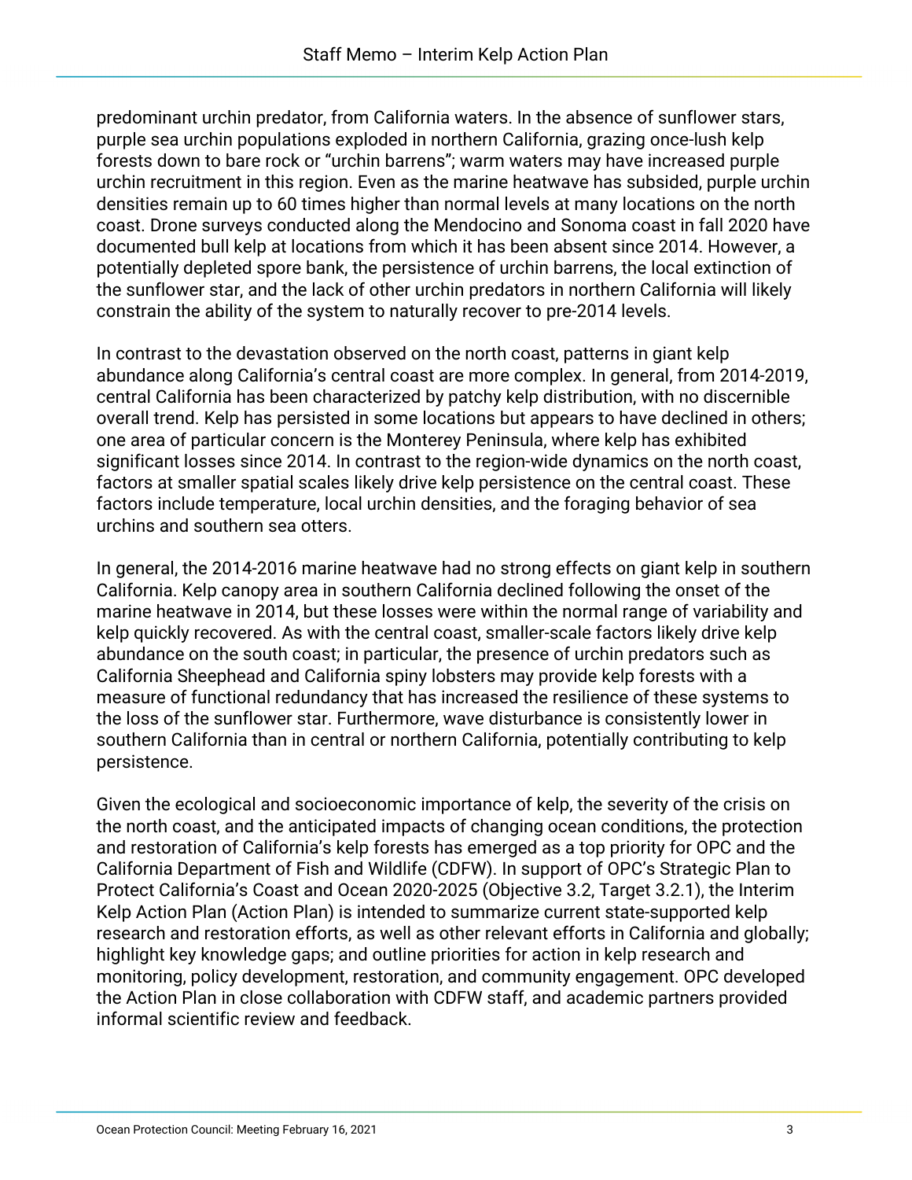predominant urchin predator, from California waters. In the absence of sunflower stars, purple sea urchin populations exploded in northern California, grazing once-lush kelp forests down to bare rock or "urchin barrens"; warm waters may have increased purple urchin recruitment in this region. Even as the marine heatwave has subsided, purple urchin densities remain up to 60 times higher than normal levels at many locations on the north coast. Drone surveys conducted along the Mendocino and Sonoma coast in fall 2020 have documented bull kelp at locations from which it has been absent since 2014. However, a potentially depleted spore bank, the persistence of urchin barrens, the local extinction of the sunflower star, and the lack of other urchin predators in northern California will likely constrain the ability of the system to naturally recover to pre-2014 levels.

In contrast to the devastation observed on the north coast, patterns in giant kelp abundance along California's central coast are more complex. In general, from 2014-2019, central California has been characterized by patchy kelp distribution, with no discernible overall trend. Kelp has persisted in some locations but appears to have declined in others; one area of particular concern is the Monterey Peninsula, where kelp has exhibited significant losses since 2014. In contrast to the region-wide dynamics on the north coast, factors at smaller spatial scales likely drive kelp persistence on the central coast. These factors include temperature, local urchin densities, and the foraging behavior of sea urchins and southern sea otters.

In general, the 2014-2016 marine heatwave had no strong effects on giant kelp in southern California. Kelp canopy area in southern California declined following the onset of the marine heatwave in 2014, but these losses were within the normal range of variability and kelp quickly recovered. As with the central coast, smaller-scale factors likely drive kelp abundance on the south coast; in particular, the presence of urchin predators such as California Sheephead and California spiny lobsters may provide kelp forests with a measure of functional redundancy that has increased the resilience of these systems to the loss of the sunflower star. Furthermore, wave disturbance is consistently lower in southern California than in central or northern California, potentially contributing to kelp persistence.

Given the ecological and socioeconomic importance of kelp, the severity of the crisis on the north coast, and the anticipated impacts of changing ocean conditions, the protection and restoration of California's kelp forests has emerged as a top priority for OPC and the California Department of Fish and Wildlife (CDFW). In support of OPC's Strategic Plan to Protect California's Coast and Ocean 2020-2025 (Objective 3.2, Target 3.2.1), the Interim Kelp Action Plan (Action Plan) is intended to summarize current state-supported kelp research and restoration efforts, as well as other relevant efforts in California and globally; highlight key knowledge gaps; and outline priorities for action in kelp research and monitoring, policy development, restoration, and community engagement. OPC developed the Action Plan in close collaboration with CDFW staff, and academic partners provided informal scientific review and feedback.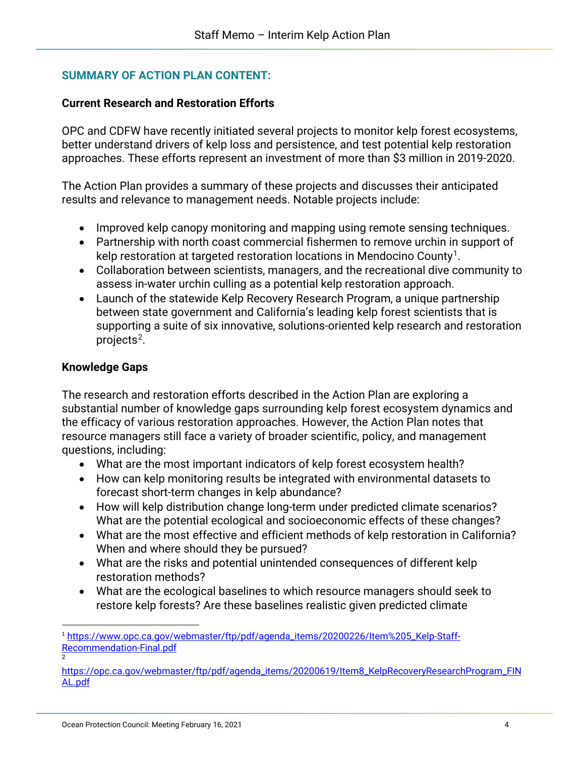## SUMMARY OF ACTION PLAN CONTENT:

### Current Research and Restoration Efforts

OPC and CDFW have recently initiated several projects to monitor kelp forest ecosystems, better understand drivers of kelp loss and persistence, and test potential kelp restoration approaches. These efforts represent an investment of more than $3 million in 2019-2020.

The Action Plan provides a summary of these projects and discusses their anticipated results and relevance to management needs. Notable projects include:

- Improved kelp canopy monitoring and mapping using remote sensing techniques.
- Partnership with north coast commercial fishermen to remove urchin in support of kelp restoration at targeted restoration locations in Mendocino County[1].
- Collaboration between scientists, managers, and the recreational dive community to assess in-water urchin culling as a potential kelp restoration approach.
- Launch of the statewide Kelp Recovery Research Program, a unique partnership between state government and California's leading kelp forest scientists that is supporting a suite of six innovative, solutions-oriented kelp research and restoration projects[2].

### Knowledge Gaps

The research and restoration efforts described in the Action Plan are exploring a substantial number of knowledge gaps surrounding kelp forest ecosystem dynamics and the efficacy of various restoration approaches. However, the Action Plan notes that resource managers still face a variety of broader scientific, policy, and management questions, including:

- What are the most important indicators of kelp forest ecosystem health?
- How can kelp monitoring results be integrated with environmental datasets to forecast short-term changes in kelp abundance?
- How will kelp distribution change long-term under predicted climate scenarios? What are the potential ecological and socioeconomic effects of these changes?
- What are the most effective and efficient methods of kelp restoration in California? When and where should they be pursued?
- What are the risks and potential unintended consequences of different kelp restoration methods?
- What are the ecological baselines to which resource managers should seek to restore kelp forests? Are these baselines realistic given predicted climate

---

[1] https://www.opc.ca.gov/webmaster/ftp/pdf/agenda_items/20200226/Item%205_Kelp-Staff-Recommendation-Final.pdf

[2] https://opc.ca.gov/webmaster/ftp/pdf/agenda_items/20200619/Item8_KelpRecoveryResearchProgram_FINAL.pdf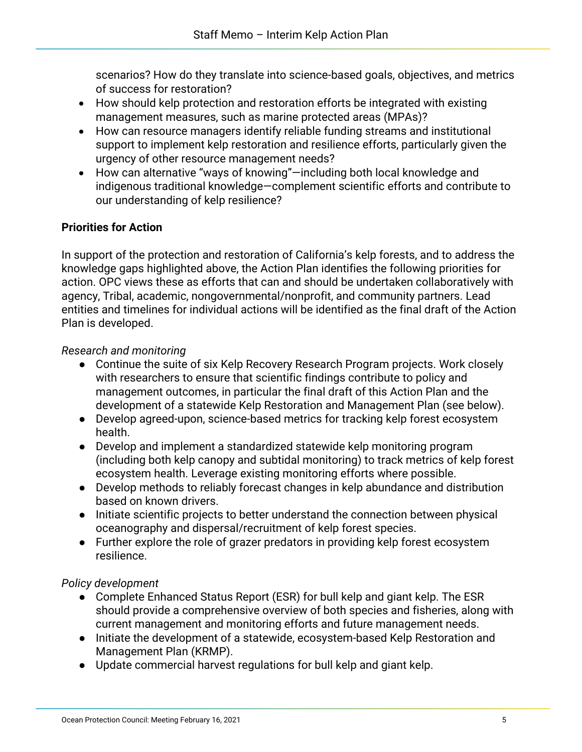scenarios? How do they translate into science-based goals, objectives, and metrics of success for restoration?

- How should kelp protection and restoration efforts be integrated with existing management measures, such as marine protected areas (MPAs)?
- How can resource managers identify reliable funding streams and institutional support to implement kelp restoration and resilience efforts, particularly given the urgency of other resource management needs?
- How can alternative "ways of knowing"—including both local knowledge and indigenous traditional knowledge—complement scientific efforts and contribute to our understanding of kelp resilience?

**Priorities for Action**

In support of the protection and restoration of California's kelp forests, and to address the knowledge gaps highlighted above, the Action Plan identifies the following priorities for action. OPC views these as efforts that can and should be undertaken collaboratively with agency, Tribal, academic, nongovernmental/nonprofit, and community partners. Lead entities and timelines for individual actions will be identified as the final draft of the Action Plan is developed.

*Research and monitoring*

- Continue the suite of six Kelp Recovery Research Program projects. Work closely with researchers to ensure that scientific findings contribute to policy and management outcomes, in particular the final draft of this Action Plan and the development of a statewide Kelp Restoration and Management Plan (see below).
- Develop agreed-upon, science-based metrics for tracking kelp forest ecosystem health.
- Develop and implement a standardized statewide kelp monitoring program (including both kelp canopy and subtidal monitoring) to track metrics of kelp forest ecosystem health. Leverage existing monitoring efforts where possible.
- Develop methods to reliably forecast changes in kelp abundance and distribution based on known drivers.
- Initiate scientific projects to better understand the connection between physical oceanography and dispersal/recruitment of kelp forest species.
- Further explore the role of grazer predators in providing kelp forest ecosystem resilience.

*Policy development*

- Complete Enhanced Status Report (ESR) for bull kelp and giant kelp. The ESR should provide a comprehensive overview of both species and fisheries, along with current management and monitoring efforts and future management needs.
- Initiate the development of a statewide, ecosystem-based Kelp Restoration and Management Plan (KRMP).
- Update commercial harvest regulations for bull kelp and giant kelp.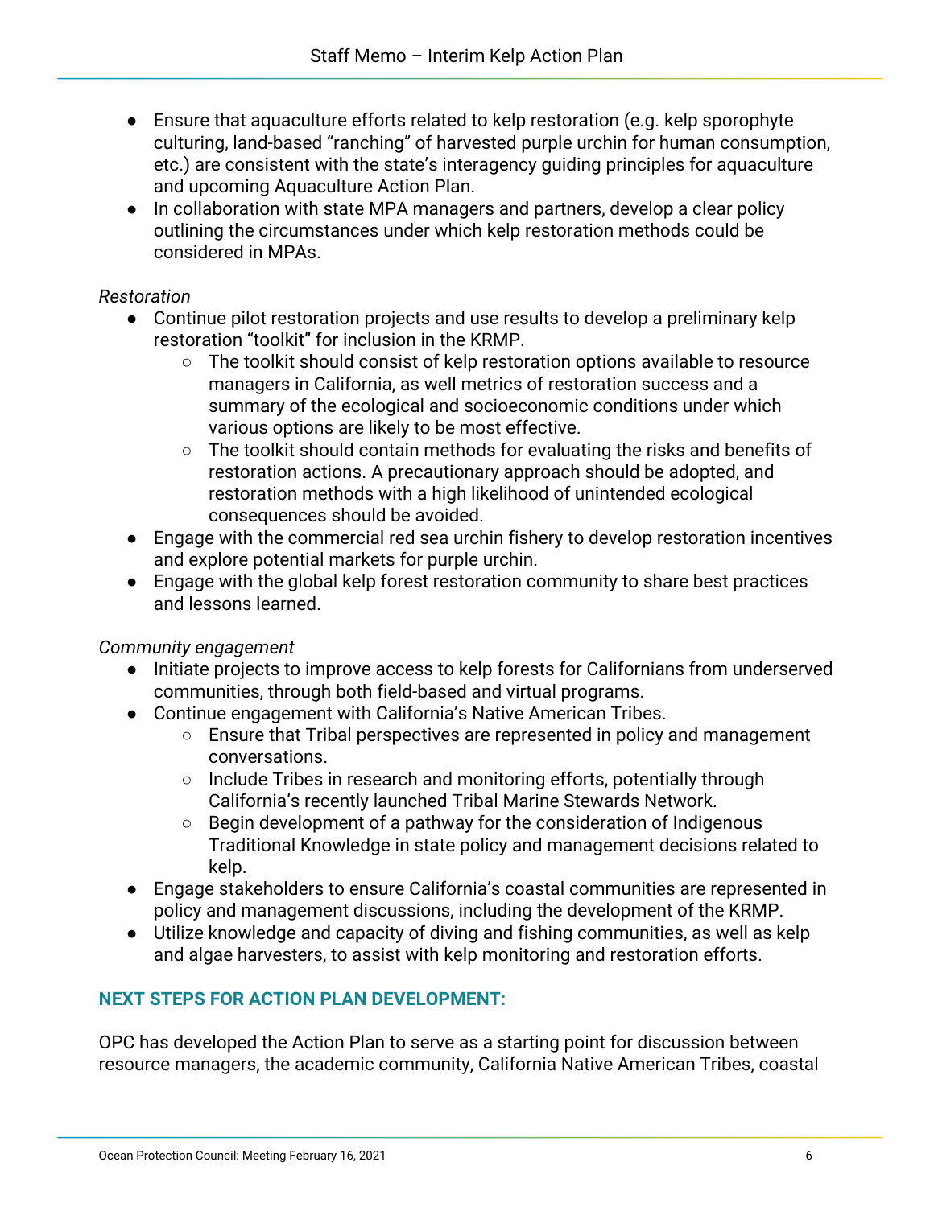- Ensure that aquaculture efforts related to kelp restoration (e.g. kelp sporophyte culturing, land-based "ranching" of harvested purple urchin for human consumption, etc.) are consistent with the state's interagency guiding principles for aquaculture and upcoming Aquaculture Action Plan.
- In collaboration with state MPA managers and partners, develop a clear policy outlining the circumstances under which kelp restoration methods could be considered in MPAs.

*Restoration*

- Continue pilot restoration projects and use results to develop a preliminary kelp restoration "toolkit" for inclusion in the KRMP.
    - The toolkit should consist of kelp restoration options available to resource managers in California, as well metrics of restoration success and a summary of the ecological and socioeconomic conditions under which various options are likely to be most effective.
    - The toolkit should contain methods for evaluating the risks and benefits of restoration actions. A precautionary approach should be adopted, and restoration methods with a high likelihood of unintended ecological consequences should be avoided.
- Engage with the commercial red sea urchin fishery to develop restoration incentives and explore potential markets for purple urchin.
- Engage with the global kelp forest restoration community to share best practices and lessons learned.

*Community engagement*

- Initiate projects to improve access to kelp forests for Californians from underserved communities, through both field-based and virtual programs.
- Continue engagement with California's Native American Tribes.
    - Ensure that Tribal perspectives are represented in policy and management conversations.
    - Include Tribes in research and monitoring efforts, potentially through California's recently launched Tribal Marine Stewards Network.
    - Begin development of a pathway for the consideration of Indigenous Traditional Knowledge in state policy and management decisions related to kelp.
- Engage stakeholders to ensure California's coastal communities are represented in policy and management discussions, including the development of the KRMP.
- Utilize knowledge and capacity of diving and fishing communities, as well as kelp and algae harvesters, to assist with kelp monitoring and restoration efforts.

## NEXT STEPS FOR ACTION PLAN DEVELOPMENT:

OPC has developed the Action Plan to serve as a starting point for discussion between resource managers, the academic community, California Native American Tribes, coastal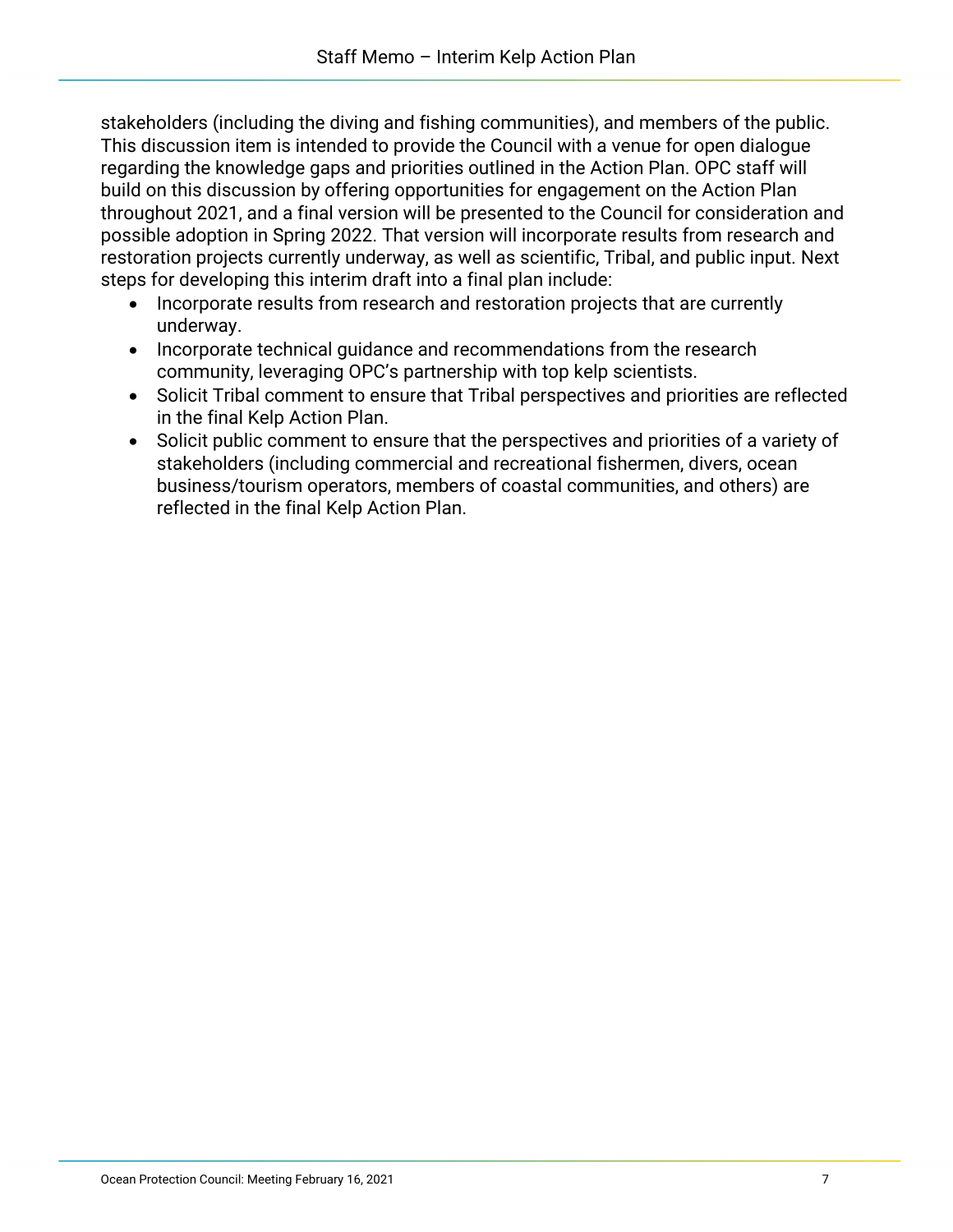stakeholders (including the diving and fishing communities), and members of the public. This discussion item is intended to provide the Council with a venue for open dialogue regarding the knowledge gaps and priorities outlined in the Action Plan. OPC staff will build on this discussion by offering opportunities for engagement on the Action Plan throughout 2021, and a final version will be presented to the Council for consideration and possible adoption in Spring 2022. That version will incorporate results from research and restoration projects currently underway, as well as scientific, Tribal, and public input. Next steps for developing this interim draft into a final plan include:

- Incorporate results from research and restoration projects that are currently underway.
- Incorporate technical guidance and recommendations from the research community, leveraging OPC's partnership with top kelp scientists.
- Solicit Tribal comment to ensure that Tribal perspectives and priorities are reflected in the final Kelp Action Plan.
- Solicit public comment to ensure that the perspectives and priorities of a variety of stakeholders (including commercial and recreational fishermen, divers, ocean business/tourism operators, members of coastal communities, and others) are reflected in the final Kelp Action Plan.